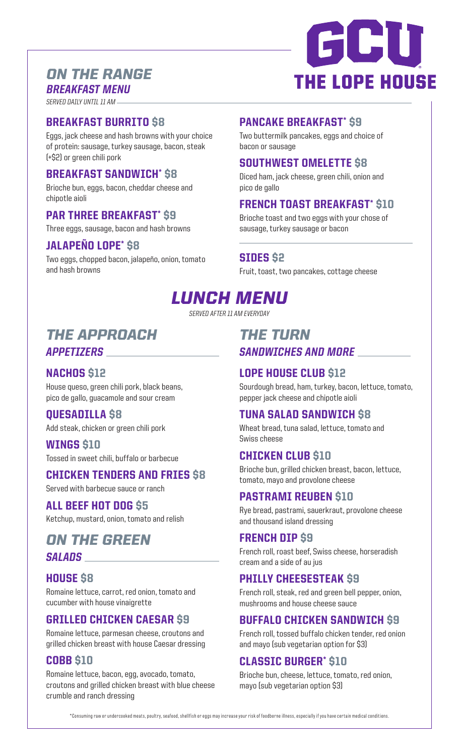# GCU THE LOPE HOUSE

## *ON THE RANGE*

### *BREAKFAST MENU*

*SERVED DAILY UNTIL 11 AM*

### BREAKFAST BURRITO $8

Eggs, jack cheese and hash browns with your choice of protein: sausage, turkey sausage, bacon, steak (+$2) or green chili pork

### BREAKFAST SANDWICH* $8

Brioche bun, eggs, bacon, cheddar cheese and chipotle aioli

### PAR THREE BREAKFAST* $9

Three eggs, sausage, bacon and hash browns

### JALAPEÑO LOPE* $8

Two eggs, chopped bacon, jalapeño, onion, tomato and hash browns

### PANCAKE BREAKFAST* $9

Two buttermilk pancakes, eggs and choice of bacon or sausage

### SOUTHWEST OMELETTE $8

Diced ham, jack cheese, green chili, onion and pico de gallo

### FRENCH TOAST BREAKFAST* $10

Brioche toast and two eggs with your chose of sausage, turkey sausage or bacon

### SIDES $2

Fruit, toast, two pancakes, cottage cheese

## *LUNCH MENU*

*SERVED AFTER 11 AM EVERYDAY*

## *THE APPROACH*

### *APPETIZERS*

### NACHOS $12

House queso, green chili pork, black beans, pico de gallo, guacamole and sour cream

### QUESADILLA $8

Add steak, chicken or green chili pork

### WINGS $10

Tossed in sweet chili, buffalo or barbecue

### CHICKEN TENDERS AND FRIES $8

Served with barbecue sauce or ranch

### ALL BEEF HOT DOG $5

Ketchup, mustard, onion, tomato and relish

## *ON THE GREEN*

### *SALADS*

### HOUSE $8

Romaine lettuce, carrot, red onion, tomato and cucumber with house vinaigrette

### GRILLED CHICKEN CAESAR $9

Romaine lettuce, parmesan cheese, croutons and grilled chicken breast with house Caesar dressing

### COBB $10

Romaine lettuce, bacon, egg, avocado, tomato, croutons and grilled chicken breast with blue cheese crumble and ranch dressing

## *THE TURN*

### *SANDWICHES AND MORE*

### LOPE HOUSE CLUB $12

Sourdough bread, ham, turkey, bacon, lettuce, tomato, pepper jack cheese and chipotle aioli

### TUNA SALAD SANDWICH $8

Wheat bread, tuna salad, lettuce, tomato and Swiss cheese

### CHICKEN CLUB $10

Brioche bun, grilled chicken breast, bacon, lettuce, tomato, mayo and provolone cheese

### PASTRAMI REUBEN $10

Rye bread, pastrami, sauerkraut, provolone cheese and thousand island dressing

### FRENCH DIP $9

French roll, roast beef, Swiss cheese, horseradish cream and a side of au jus

### PHILLY CHEESESTEAK $9

French roll, steak, red and green bell pepper, onion, mushrooms and house cheese sauce

### BUFFALO CHICKEN SANDWICH $9

French roll, tossed buffalo chicken tender, red onion and mayo (sub vegetarian option for $3)

### CLASSIC BURGER* $10

Brioche bun, cheese, lettuce, tomato, red onion, mayo (sub vegetarian option $3)

*Consuming raw or undercooked meats, poultry, seafood, shellfish or eggs may increase your risk of foodborne illness, especially if you have certain medical conditions.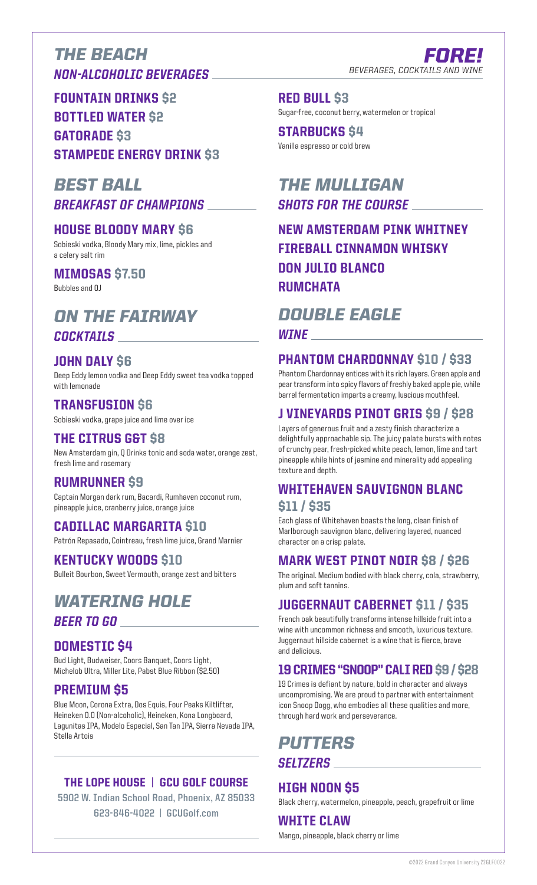## THE BEACH
### NON-ALCOHOLIC BEVERAGES

**FOUNTAIN DRINKS $2**

**BOTTLED WATER $2**

**GATORADE $3**

**STAMPEDE ENERGY DRINK $3**

## BEST BALL
### BREAKFAST OF CHAMPIONS

**HOUSE BLOODY MARY $6**
Sobieski vodka, Bloody Mary mix, lime, pickles and a celery salt rim

**MIMOSAS $7.50**
Bubbles and OJ

## ON THE FAIRWAY
### COCKTAILS

**JOHN DALY $6**
Deep Eddy lemon vodka and Deep Eddy sweet tea vodka topped with lemonade

**TRANSFUSION $6**
Sobieski vodka, grape juice and lime over ice

**THE CITRUS G&T $8**
New Amsterdam gin, Q Drinks tonic and soda water, orange zest, fresh lime and rosemary

**RUMRUNNER $9**
Captain Morgan dark rum, Bacardi, Rumhaven coconut rum, pineapple juice, cranberry juice, orange juice

**CADILLAC MARGARITA $10**
Patrón Repasado, Cointreau, fresh lime juice, Grand Marnier

**KENTUCKY WOODS $10**
Bulleit Bourbon, Sweet Vermouth, orange zest and bitters

## WATERING HOLE
### BEER TO GO

**DOMESTIC $4**
Bud Light, Budweiser, Coors Banquet, Coors Light, Michelob Ultra, Miller Lite, Pabst Blue Ribbon ($2.50)

**PREMIUM $5**
Blue Moon, Corona Extra, Dos Equis, Four Peaks Kiltlifter, Heineken 0.0 (Non-alcoholic), Heineken, Kona Longboard, Lagunitas IPA, Modelo Especial, San Tan IPA, Sierra Nevada IPA, Stella Artois

**THE LOPE HOUSE | GCU GOLF COURSE**
5902 W. Indian School Road, Phoenix, AZ 85033
623-846-4022 | GCUGolf.com

## FORE!
### BEVERAGES, COCKTAILS AND WINE

**RED BULL $3**
Sugar-free, coconut berry, watermelon or tropical

**STARBUCKS $4**
Vanilla espresso or cold brew

## THE MULLIGAN
### SHOTS FOR THE COURSE

**NEW AMSTERDAM PINK WHITNEY**

**FIREBALL CINNAMON WHISKY**

**DON JULIO BLANCO**

**RUMCHATA**

## DOUBLE EAGLE
### WINE

**PHANTOM CHARDONNAY $10 / $33**
Phantom Chardonnay entices with its rich layers. Green apple and pear transform into spicy flavors of freshly baked apple pie, while barrel fermentation imparts a creamy, luscious mouthfeel.

**J VINEYARDS PINOT GRIS $9 / $28**
Layers of generous fruit and a zesty finish characterize a delightfully approachable sip. The juicy palate bursts with notes of crunchy pear, fresh-picked white peach, lemon, lime and tart pineapple while hints of jasmine and minerality add appealing texture and depth.

**WHITEHAVEN SAUVIGNON BLANC $11 / $35**
Each glass of Whitehaven boasts the long, clean finish of Marlborough sauvignon blanc, delivering layered, nuanced character on a crisp palate.

**MARK WEST PINOT NOIR $8 / $26**
The original. Medium bodied with black cherry, cola, strawberry, plum and soft tannins.

**JUGGERNAUT CABERNET $11 / $35**
French oak beautifully transforms intense hillside fruit into a wine with uncommon richness and smooth, luxurious texture. Juggernaut hillside cabernet is a wine that is fierce, brave and delicious.

**19 CRIMES "SNOOP" CALI RED $9 / $28**
19 Crimes is defiant by nature, bold in character and always uncompromising. We are proud to partner with entertainment icon Snoop Dogg, who embodies all these qualities and more, through hard work and perseverance.

## PUTTERS
### SELTZERS

**HIGH NOON $5**
Black cherry, watermelon, pineapple, peach, grapefruit or lime

**WHITE CLAW**
Mango, pineapple, black cherry or lime

©2022 Grand Canyon University 22GLF0022